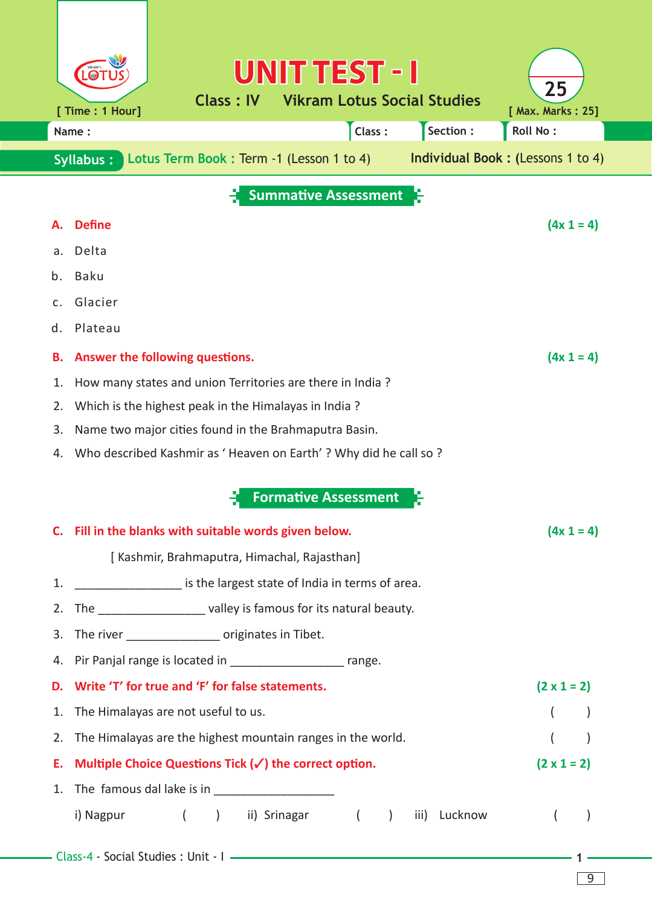# UNIT TEST - I

**Class : IV    Vikram Lotus Social Studies**

[ Time : 1 Hour]    **25**    [ Max. Marks : 25]

Name :    Class :    Section :    Roll No :

**Syllabus :** Lotus Term Book : Term -1 (Lesson 1 to 4)    Individual Book : (Lessons 1 to 4)

## Summative Assessment

**A. Define** **(4x 1 = 4)**

a. Delta

b. Baku

c. Glacier

d. Plateau

**B. Answer the following questions.** **(4x 1 = 4)**

1. How many states and union Territories are there in India ?
2. Which is the highest peak in the Himalayas in India ?
3. Name two major cities found in the Brahmaputra Basin.
4. Who described Kashmir as ' Heaven on Earth' ? Why did he call so ?

## Formative Assessment

**C. Fill in the blanks with suitable words given below.** **(4x 1 = 4)**

[ Kashmir, Brahmaputra, Himachal, Rajasthan]

1. ________________ is the largest state of India in terms of area.
2. The ________________ valley is famous for its natural beauty.
3. The river ______________ originates in Tibet.
4. Pir Panjal range is located in _________________ range.

**D. Write 'T' for true and 'F' for false statements.** **(2 x 1 = 2)**

1. The Himalayas are not useful to us. (    )
2. The Himalayas are the highest mountain ranges in the world. (    )

**E. Multiple Choice Questions Tick (✓) the correct option.** **(2 x 1 = 2)**

1. The famous dal lake is in __________________

   i) Nagpur (    )    ii) Srinagar (    )    iii) Lucknow (    )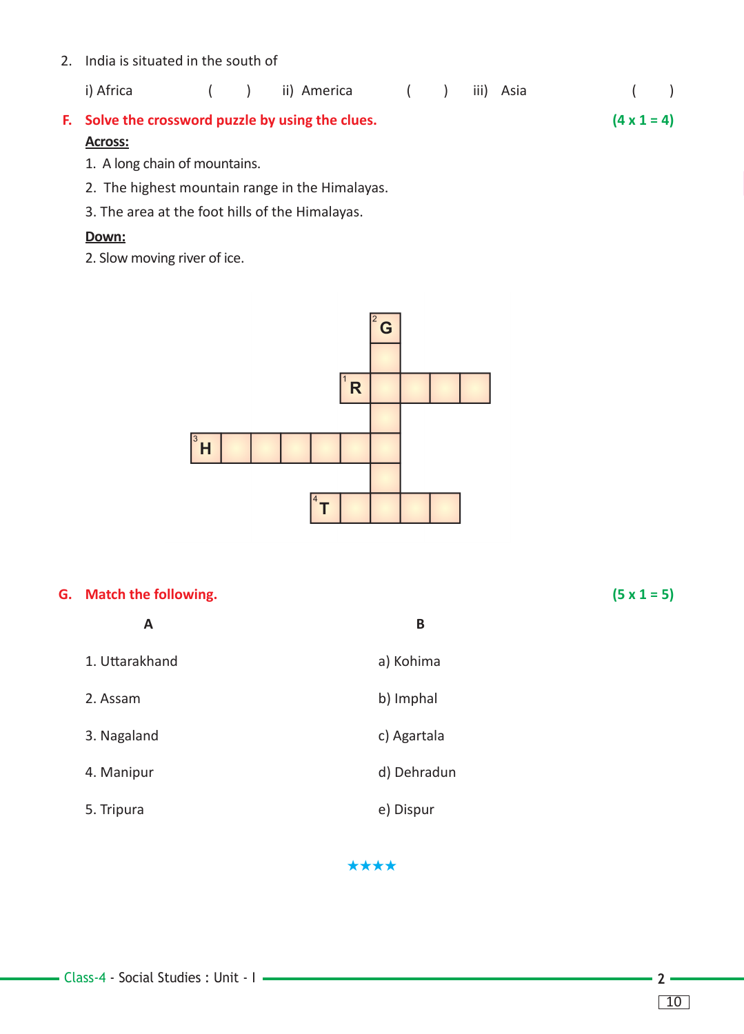2. India is situated in the south of

i) Africa ( ) ii) America ( ) iii) Asia ( )

**F. Solve the crossword puzzle by using the clues.** **(4 x 1 = 4)**

**Across:**

1. A long chain of mountains.
2. The highest mountain range in the Himalayas.
3. The area at the foot hills of the Himalayas.

**Down:**

2. Slow moving river of ice.

2 G

1 R

3 H

4 T

**G. Match the following.** **(5 x 1 = 5)**

| A | B |
|---|---|
| 1. Uttarakhand | a) Kohima |
| 2. Assam | b) Imphal |
| 3. Nagaland | c) Agartala |
| 4. Manipur | d) Dehradun |
| 5. Tripura | e) Dispur |

★★★★